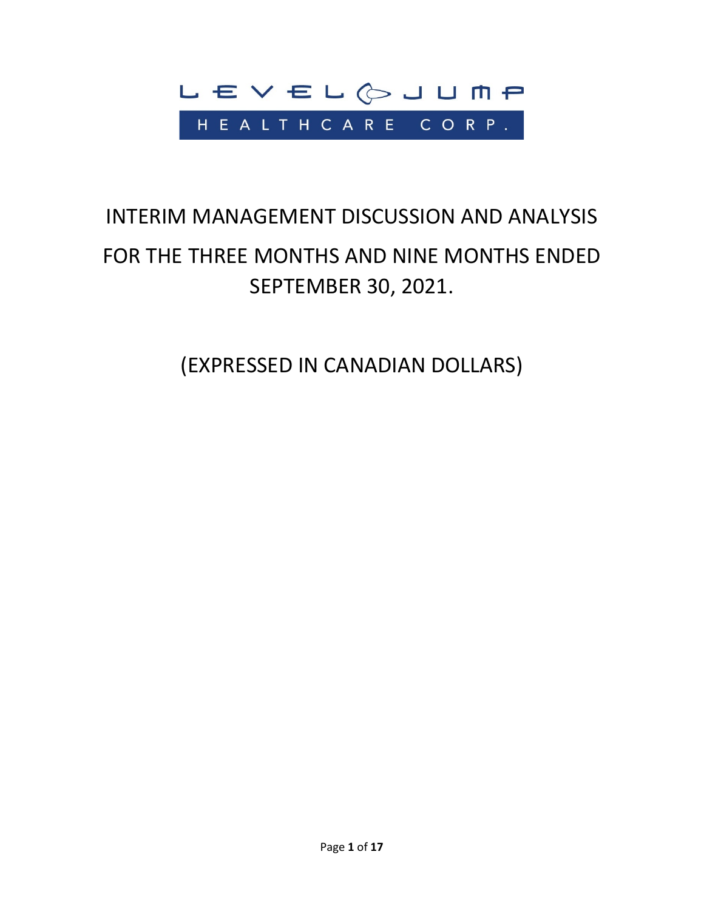LEVEL JUMP

HEALTHCARE CORP.

# INTERIM MANAGEMENT DISCUSSION AND ANALYSIS

# FOR THE THREE MONTHS AND NINE MONTHS ENDED SEPTEMBER 30, 2021.

# (EXPRESSED IN CANADIAN DOLLARS)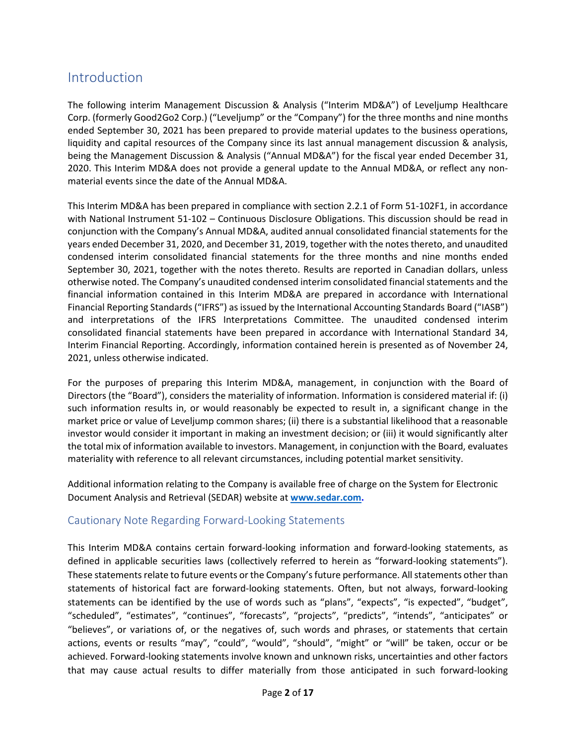# Introduction

The following interim Management Discussion & Analysis ("Interim MD&A") of Leveljump Healthcare Corp. (formerly Good2Go2 Corp.) ("Leveljump" or the "Company") for the three months and nine months ended September 30, 2021 has been prepared to provide material updates to the business operations, liquidity and capital resources of the Company since its last annual management discussion & analysis, being the Management Discussion & Analysis ("Annual MD&A") for the fiscal year ended December 31, 2020. This Interim MD&A does not provide a general update to the Annual MD&A, or reflect any non-material events since the date of the Annual MD&A.

This Interim MD&A has been prepared in compliance with section 2.2.1 of Form 51-102F1, in accordance with National Instrument 51-102 – Continuous Disclosure Obligations. This discussion should be read in conjunction with the Company's Annual MD&A, audited annual consolidated financial statements for the years ended December 31, 2020, and December 31, 2019, together with the notes thereto, and unaudited condensed interim consolidated financial statements for the three months and nine months ended September 30, 2021, together with the notes thereto. Results are reported in Canadian dollars, unless otherwise noted. The Company's unaudited condensed interim consolidated financial statements and the financial information contained in this Interim MD&A are prepared in accordance with International Financial Reporting Standards ("IFRS") as issued by the International Accounting Standards Board ("IASB") and interpretations of the IFRS Interpretations Committee. The unaudited condensed interim consolidated financial statements have been prepared in accordance with International Standard 34, Interim Financial Reporting. Accordingly, information contained herein is presented as of November 24, 2021, unless otherwise indicated.

For the purposes of preparing this Interim MD&A, management, in conjunction with the Board of Directors (the "Board"), considers the materiality of information. Information is considered material if: (i) such information results in, or would reasonably be expected to result in, a significant change in the market price or value of Leveljump common shares; (ii) there is a substantial likelihood that a reasonable investor would consider it important in making an investment decision; or (iii) it would significantly alter the total mix of information available to investors. Management, in conjunction with the Board, evaluates materiality with reference to all relevant circumstances, including potential market sensitivity.

Additional information relating to the Company is available free of charge on the System for Electronic Document Analysis and Retrieval (SEDAR) website at **www.sedar.com.**

## Cautionary Note Regarding Forward-Looking Statements

This Interim MD&A contains certain forward-looking information and forward-looking statements, as defined in applicable securities laws (collectively referred to herein as "forward-looking statements"). These statements relate to future events or the Company's future performance. All statements other than statements of historical fact are forward-looking statements. Often, but not always, forward-looking statements can be identified by the use of words such as "plans", "expects", "is expected", "budget", "scheduled", "estimates", "continues", "forecasts", "projects", "predicts", "intends", "anticipates" or "believes", or variations of, or the negatives of, such words and phrases, or statements that certain actions, events or results "may", "could", "would", "should", "might" or "will" be taken, occur or be achieved. Forward-looking statements involve known and unknown risks, uncertainties and other factors that may cause actual results to differ materially from those anticipated in such forward-looking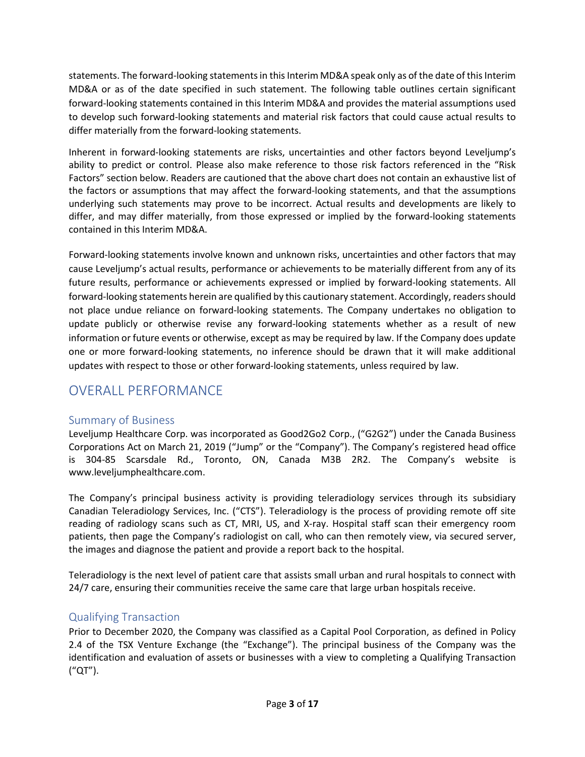statements. The forward-looking statements in this Interim MD&A speak only as of the date of this Interim MD&A or as of the date specified in such statement. The following table outlines certain significant forward-looking statements contained in this Interim MD&A and provides the material assumptions used to develop such forward-looking statements and material risk factors that could cause actual results to differ materially from the forward-looking statements.

Inherent in forward-looking statements are risks, uncertainties and other factors beyond Leveljump's ability to predict or control. Please also make reference to those risk factors referenced in the "Risk Factors" section below. Readers are cautioned that the above chart does not contain an exhaustive list of the factors or assumptions that may affect the forward-looking statements, and that the assumptions underlying such statements may prove to be incorrect. Actual results and developments are likely to differ, and may differ materially, from those expressed or implied by the forward-looking statements contained in this Interim MD&A.

Forward-looking statements involve known and unknown risks, uncertainties and other factors that may cause Leveljump's actual results, performance or achievements to be materially different from any of its future results, performance or achievements expressed or implied by forward-looking statements. All forward-looking statements herein are qualified by this cautionary statement. Accordingly, readers should not place undue reliance on forward-looking statements. The Company undertakes no obligation to update publicly or otherwise revise any forward-looking statements whether as a result of new information or future events or otherwise, except as may be required by law. If the Company does update one or more forward-looking statements, no inference should be drawn that it will make additional updates with respect to those or other forward-looking statements, unless required by law.

# OVERALL PERFORMANCE

## Summary of Business

Leveljump Healthcare Corp. was incorporated as Good2Go2 Corp., ("G2G2") under the Canada Business Corporations Act on March 21, 2019 ("Jump" or the "Company"). The Company's registered head office is 304-85 Scarsdale Rd., Toronto, ON, Canada M3B 2R2. The Company's website is www.leveljumphealthcare.com.

The Company's principal business activity is providing teleradiology services through its subsidiary Canadian Teleradiology Services, Inc. ("CTS"). Teleradiology is the process of providing remote off site reading of radiology scans such as CT, MRI, US, and X-ray. Hospital staff scan their emergency room patients, then page the Company's radiologist on call, who can then remotely view, via secured server, the images and diagnose the patient and provide a report back to the hospital.

Teleradiology is the next level of patient care that assists small urban and rural hospitals to connect with 24/7 care, ensuring their communities receive the same care that large urban hospitals receive.

## Qualifying Transaction

Prior to December 2020, the Company was classified as a Capital Pool Corporation, as defined in Policy 2.4 of the TSX Venture Exchange (the "Exchange"). The principal business of the Company was the identification and evaluation of assets or businesses with a view to completing a Qualifying Transaction ("QT").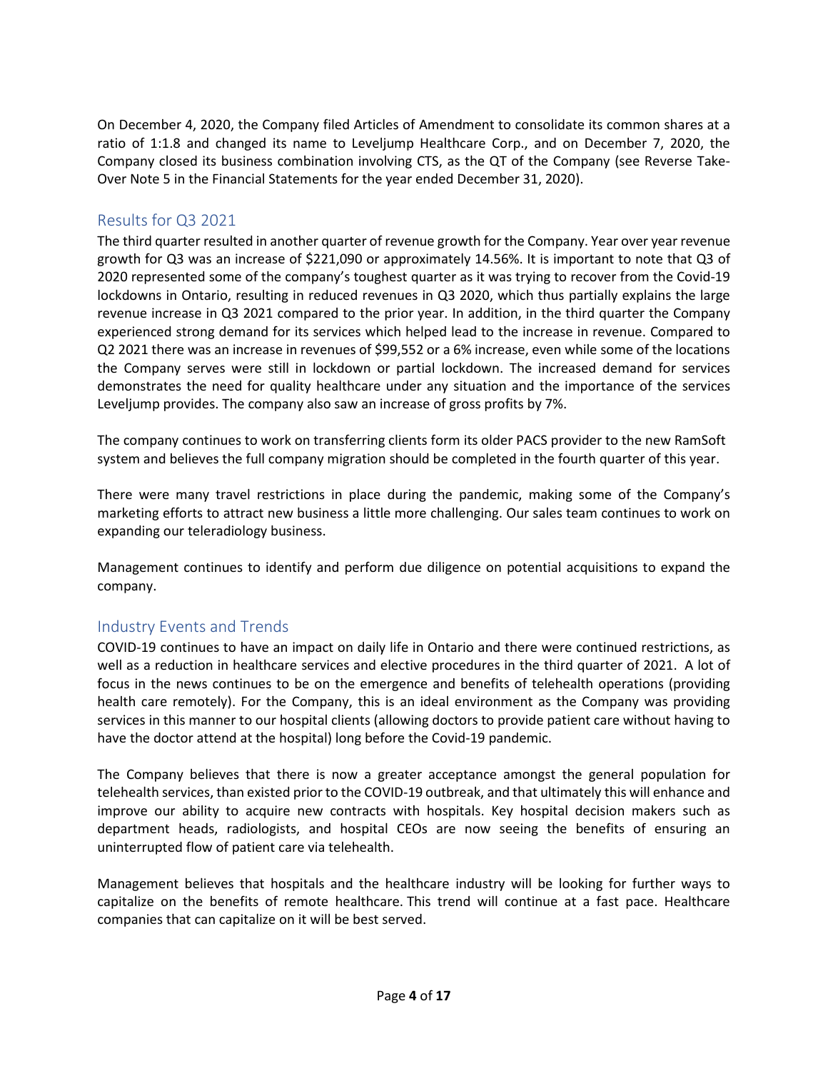On December 4, 2020, the Company filed Articles of Amendment to consolidate its common shares at a ratio of 1:1.8 and changed its name to Leveljump Healthcare Corp., and on December 7, 2020, the Company closed its business combination involving CTS, as the QT of the Company (see Reverse Take-Over Note 5 in the Financial Statements for the year ended December 31, 2020).

## Results for Q3 2021

The third quarter resulted in another quarter of revenue growth for the Company. Year over year revenue growth for Q3 was an increase of $221,090 or approximately 14.56%. It is important to note that Q3 of 2020 represented some of the company's toughest quarter as it was trying to recover from the Covid-19 lockdowns in Ontario, resulting in reduced revenues in Q3 2020, which thus partially explains the large revenue increase in Q3 2021 compared to the prior year. In addition, in the third quarter the Company experienced strong demand for its services which helped lead to the increase in revenue. Compared to Q2 2021 there was an increase in revenues of $99,552 or a 6% increase, even while some of the locations the Company serves were still in lockdown or partial lockdown. The increased demand for services demonstrates the need for quality healthcare under any situation and the importance of the services Leveljump provides. The company also saw an increase of gross profits by 7%.

The company continues to work on transferring clients form its older PACS provider to the new RamSoft system and believes the full company migration should be completed in the fourth quarter of this year.

There were many travel restrictions in place during the pandemic, making some of the Company's marketing efforts to attract new business a little more challenging. Our sales team continues to work on expanding our teleradiology business.

Management continues to identify and perform due diligence on potential acquisitions to expand the company.

## Industry Events and Trends

COVID-19 continues to have an impact on daily life in Ontario and there were continued restrictions, as well as a reduction in healthcare services and elective procedures in the third quarter of 2021. A lot of focus in the news continues to be on the emergence and benefits of telehealth operations (providing health care remotely). For the Company, this is an ideal environment as the Company was providing services in this manner to our hospital clients (allowing doctors to provide patient care without having to have the doctor attend at the hospital) long before the Covid-19 pandemic.

The Company believes that there is now a greater acceptance amongst the general population for telehealth services, than existed prior to the COVID-19 outbreak, and that ultimately this will enhance and improve our ability to acquire new contracts with hospitals. Key hospital decision makers such as department heads, radiologists, and hospital CEOs are now seeing the benefits of ensuring an uninterrupted flow of patient care via telehealth.

Management believes that hospitals and the healthcare industry will be looking for further ways to capitalize on the benefits of remote healthcare. This trend will continue at a fast pace. Healthcare companies that can capitalize on it will be best served.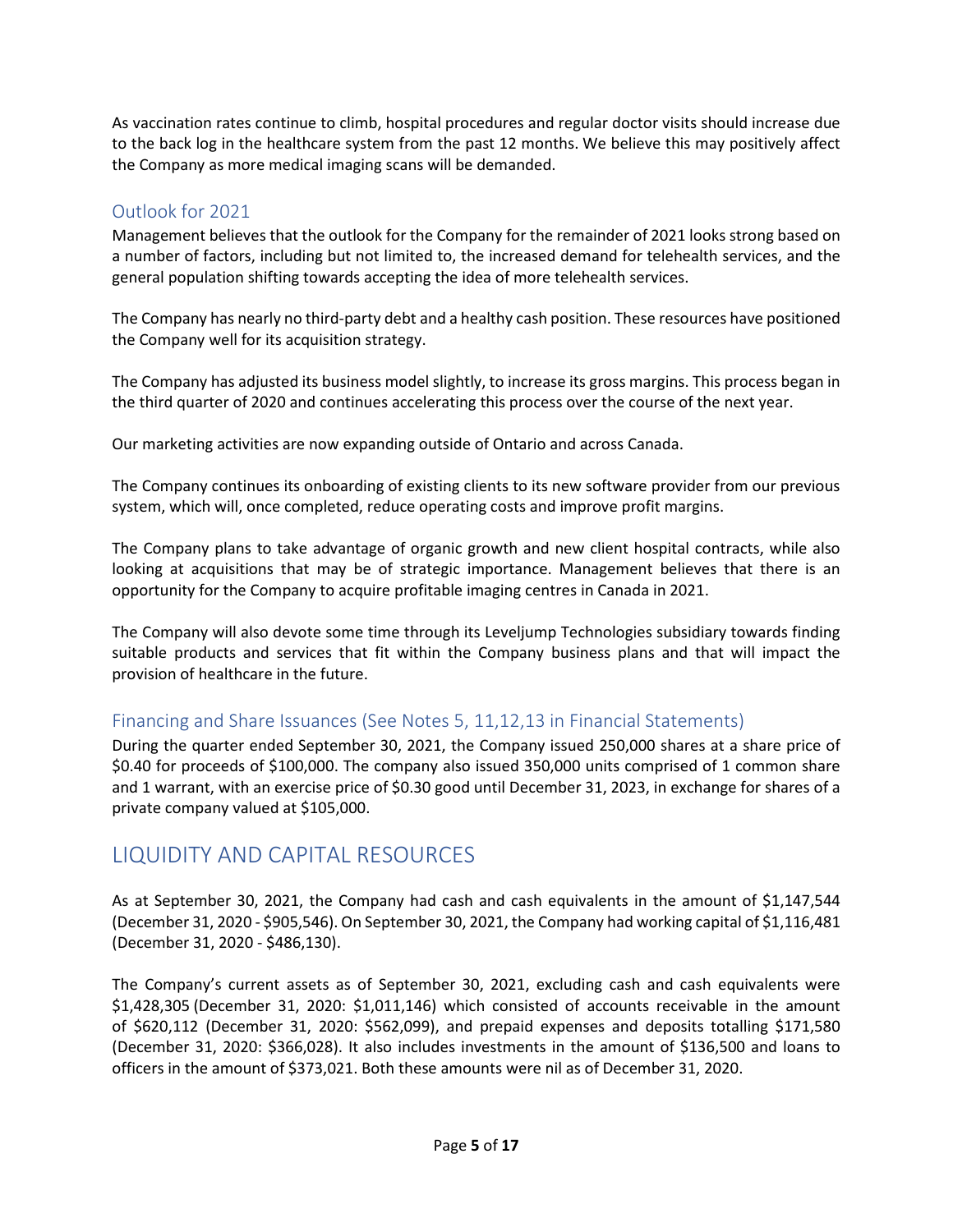As vaccination rates continue to climb, hospital procedures and regular doctor visits should increase due to the back log in the healthcare system from the past 12 months. We believe this may positively affect the Company as more medical imaging scans will be demanded.

### Outlook for 2021

Management believes that the outlook for the Company for the remainder of 2021 looks strong based on a number of factors, including but not limited to, the increased demand for telehealth services, and the general population shifting towards accepting the idea of more telehealth services.

The Company has nearly no third-party debt and a healthy cash position. These resources have positioned the Company well for its acquisition strategy.

The Company has adjusted its business model slightly, to increase its gross margins. This process began in the third quarter of 2020 and continues accelerating this process over the course of the next year.

Our marketing activities are now expanding outside of Ontario and across Canada.

The Company continues its onboarding of existing clients to its new software provider from our previous system, which will, once completed, reduce operating costs and improve profit margins.

The Company plans to take advantage of organic growth and new client hospital contracts, while also looking at acquisitions that may be of strategic importance. Management believes that there is an opportunity for the Company to acquire profitable imaging centres in Canada in 2021.

The Company will also devote some time through its Leveljump Technologies subsidiary towards finding suitable products and services that fit within the Company business plans and that will impact the provision of healthcare in the future.

### Financing and Share Issuances (See Notes 5, 11,12,13 in Financial Statements)

During the quarter ended September 30, 2021, the Company issued 250,000 shares at a share price of $0.40 for proceeds of $100,000. The company also issued 350,000 units comprised of 1 common share and 1 warrant, with an exercise price of $0.30 good until December 31, 2023, in exchange for shares of a private company valued at $105,000.

## LIQUIDITY AND CAPITAL RESOURCES

As at September 30, 2021, the Company had cash and cash equivalents in the amount of $1,147,544 (December 31, 2020 - $905,546). On September 30, 2021, the Company had working capital of $1,116,481 (December 31, 2020 - $486,130).

The Company's current assets as of September 30, 2021, excluding cash and cash equivalents were $1,428,305 (December 31, 2020: $1,011,146) which consisted of accounts receivable in the amount of $620,112 (December 31, 2020: $562,099), and prepaid expenses and deposits totalling $171,580 (December 31, 2020: $366,028). It also includes investments in the amount of $136,500 and loans to officers in the amount of $373,021. Both these amounts were nil as of December 31, 2020.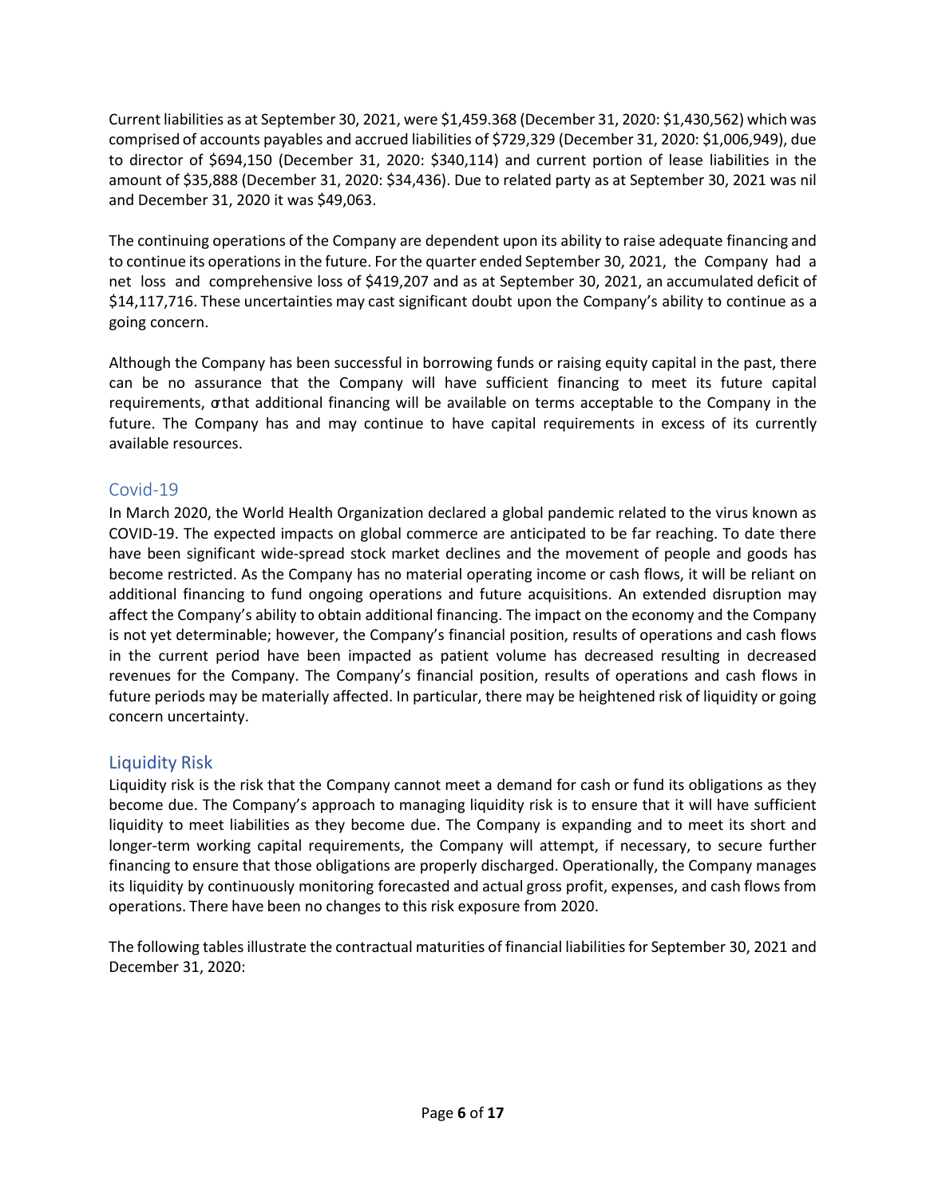Current liabilities as at September 30, 2021, were $1,459.368 (December 31, 2020: $1,430,562) which was comprised of accounts payables and accrued liabilities of $729,329 (December 31, 2020: $1,006,949), due to director of $694,150 (December 31, 2020: $340,114) and current portion of lease liabilities in the amount of $35,888 (December 31, 2020: $34,436). Due to related party as at September 30, 2021 was nil and December 31, 2020 it was $49,063.

The continuing operations of the Company are dependent upon its ability to raise adequate financing and to continue its operations in the future. For the quarter ended September 30, 2021, the Company had a net loss and comprehensive loss of $419,207 and as at September 30, 2021, an accumulated deficit of $14,117,716. These uncertainties may cast significant doubt upon the Company's ability to continue as a going concern.

Although the Company has been successful in borrowing funds or raising equity capital in the past, there can be no assurance that the Company will have sufficient financing to meet its future capital requirements, or that additional financing will be available on terms acceptable to the Company in the future. The Company has and may continue to have capital requirements in excess of its currently available resources.

## Covid-19

In March 2020, the World Health Organization declared a global pandemic related to the virus known as COVID-19. The expected impacts on global commerce are anticipated to be far reaching. To date there have been significant wide-spread stock market declines and the movement of people and goods has become restricted. As the Company has no material operating income or cash flows, it will be reliant on additional financing to fund ongoing operations and future acquisitions. An extended disruption may affect the Company's ability to obtain additional financing. The impact on the economy and the Company is not yet determinable; however, the Company's financial position, results of operations and cash flows in the current period have been impacted as patient volume has decreased resulting in decreased revenues for the Company. The Company's financial position, results of operations and cash flows in future periods may be materially affected. In particular, there may be heightened risk of liquidity or going concern uncertainty.

## Liquidity Risk

Liquidity risk is the risk that the Company cannot meet a demand for cash or fund its obligations as they become due. The Company's approach to managing liquidity risk is to ensure that it will have sufficient liquidity to meet liabilities as they become due. The Company is expanding and to meet its short and longer-term working capital requirements, the Company will attempt, if necessary, to secure further financing to ensure that those obligations are properly discharged. Operationally, the Company manages its liquidity by continuously monitoring forecasted and actual gross profit, expenses, and cash flows from operations. There have been no changes to this risk exposure from 2020.

The following tables illustrate the contractual maturities of financial liabilities for September 30, 2021 and December 31, 2020: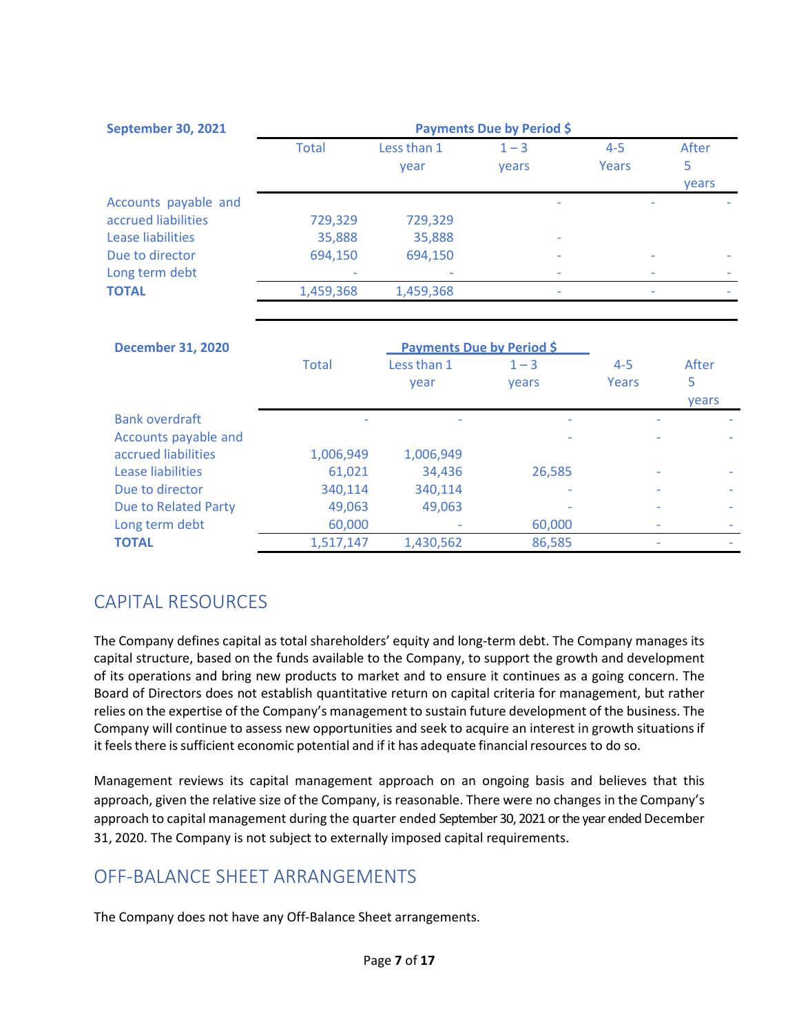| September 30, 2021 | Payments Due by Period $ | | | | |
|---|---|---|---|---|---|
| | Total | Less than 1 year | 1 – 3 years | 4-5 Years | After 5 years |
| Accounts payable and accrued liabilities | 729,329 | 729,329 | - | - | - |
| Lease liabilities | 35,888 | 35,888 | - | | |
| Due to director | 694,150 | 694,150 | - | - | - |
| Long term debt | - | - | - | - | - |
| **TOTAL** | 1,459,368 | 1,459,368 | - | - | - |

| December 31, 2020 | Payments Due by Period $ | | | | |
|---|---|---|---|---|---|
| | Total | Less than 1 year | 1 – 3 years | 4-5 Years | After 5 years |
| Bank overdraft | - | - | - | - | - |
| Accounts payable and accrued liabilities | 1,006,949 | 1,006,949 | - | - | - |
| Lease liabilities | 61,021 | 34,436 | 26,585 | - | - |
| Due to director | 340,114 | 340,114 | - | - | - |
| Due to Related Party | 49,063 | 49,063 | - | - | - |
| Long term debt | 60,000 | - | 60,000 | - | - |
| **TOTAL** | 1,517,147 | 1,430,562 | 86,585 | - | - |

## CAPITAL RESOURCES

The Company defines capital as total shareholders' equity and long-term debt. The Company manages its capital structure, based on the funds available to the Company, to support the growth and development of its operations and bring new products to market and to ensure it continues as a going concern. The Board of Directors does not establish quantitative return on capital criteria for management, but rather relies on the expertise of the Company's management to sustain future development of the business. The Company will continue to assess new opportunities and seek to acquire an interest in growth situations if it feels there is sufficient economic potential and if it has adequate financial resources to do so.

Management reviews its capital management approach on an ongoing basis and believes that this approach, given the relative size of the Company, is reasonable. There were no changes in the Company's approach to capital management during the quarter ended September 30, 2021 or the year ended December 31, 2020. The Company is not subject to externally imposed capital requirements.

## OFF-BALANCE SHEET ARRANGEMENTS

The Company does not have any Off-Balance Sheet arrangements.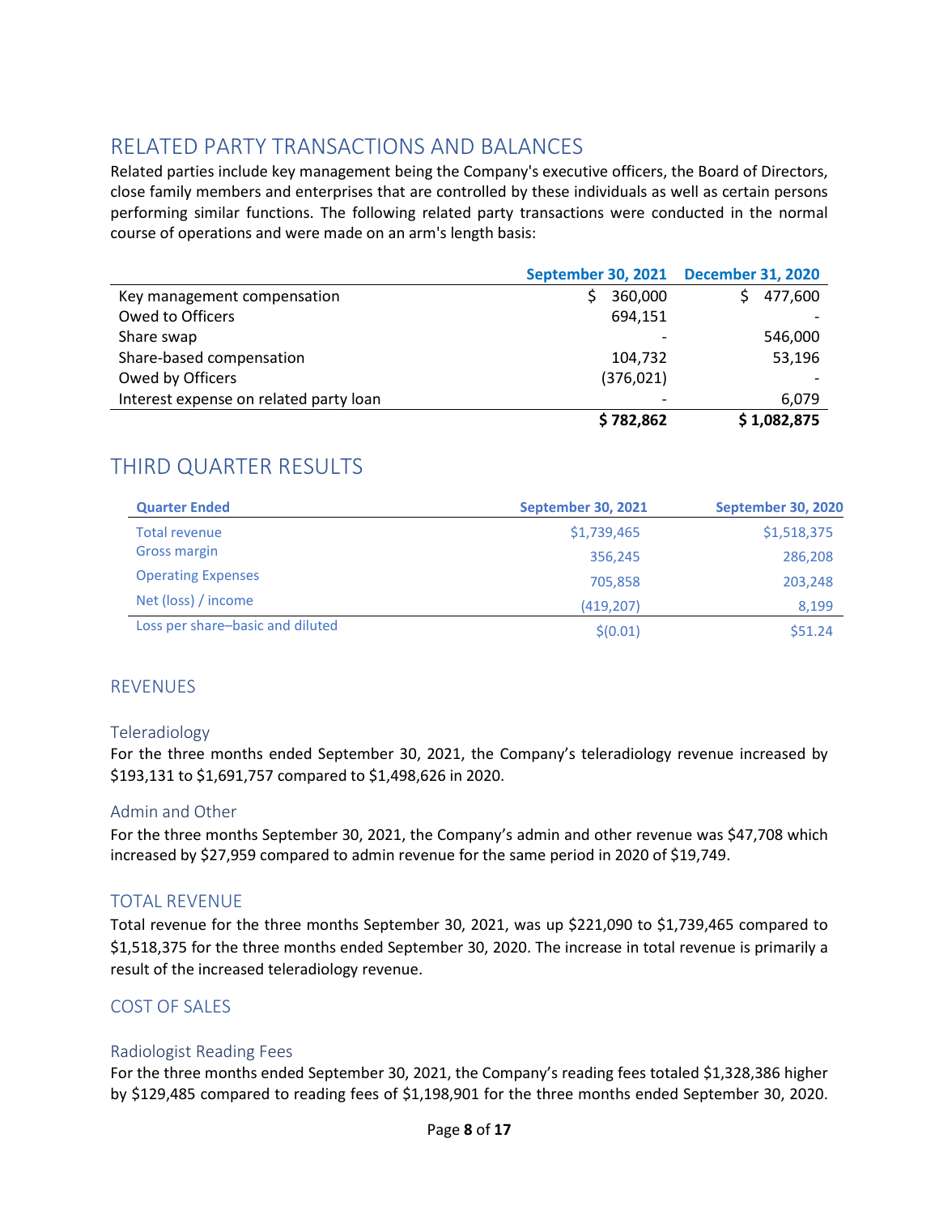## RELATED PARTY TRANSACTIONS AND BALANCES

Related parties include key management being the Company's executive officers, the Board of Directors, close family members and enterprises that are controlled by these individuals as well as certain persons performing similar functions. The following related party transactions were conducted in the normal course of operations and were made on an arm's length basis:

| | September 30, 2021 | December 31, 2020 |
|---|---|---|
| Key management compensation | $ 360,000 | $ 477,600 |
| Owed to Officers | 694,151 | - |
| Share swap | - | 546,000 |
| Share-based compensation | 104,732 | 53,196 |
| Owed by Officers | (376,021) | - |
| Interest expense on related party loan | - | 6,079 |
| | **$ 782,862** | **$ 1,082,875** |

## THIRD QUARTER RESULTS

| Quarter Ended | September 30, 2021 | September 30, 2020 |
|---|---|---|
| Total revenue | $1,739,465 | $1,518,375 |
| Gross margin | 356,245 | 286,208 |
| Operating Expenses | 705,858 | 203,248 |
| Net (loss) / income | (419,207) | 8,199 |
| Loss per share–basic and diluted | $(0.01) | $51.24 |

## REVENUES

### Teleradiology

For the three months ended September 30, 2021, the Company's teleradiology revenue increased by $193,131 to $1,691,757 compared to $1,498,626 in 2020.

### Admin and Other

For the three months September 30, 2021, the Company's admin and other revenue was $47,708 which increased by $27,959 compared to admin revenue for the same period in 2020 of $19,749.

## TOTAL REVENUE

Total revenue for the three months September 30, 2021, was up $221,090 to $1,739,465 compared to $1,518,375 for the three months ended September 30, 2020. The increase in total revenue is primarily a result of the increased teleradiology revenue.

## COST OF SALES

### Radiologist Reading Fees

For the three months ended September 30, 2021, the Company's reading fees totaled $1,328,386 higher by $129,485 compared to reading fees of $1,198,901 for the three months ended September 30, 2020.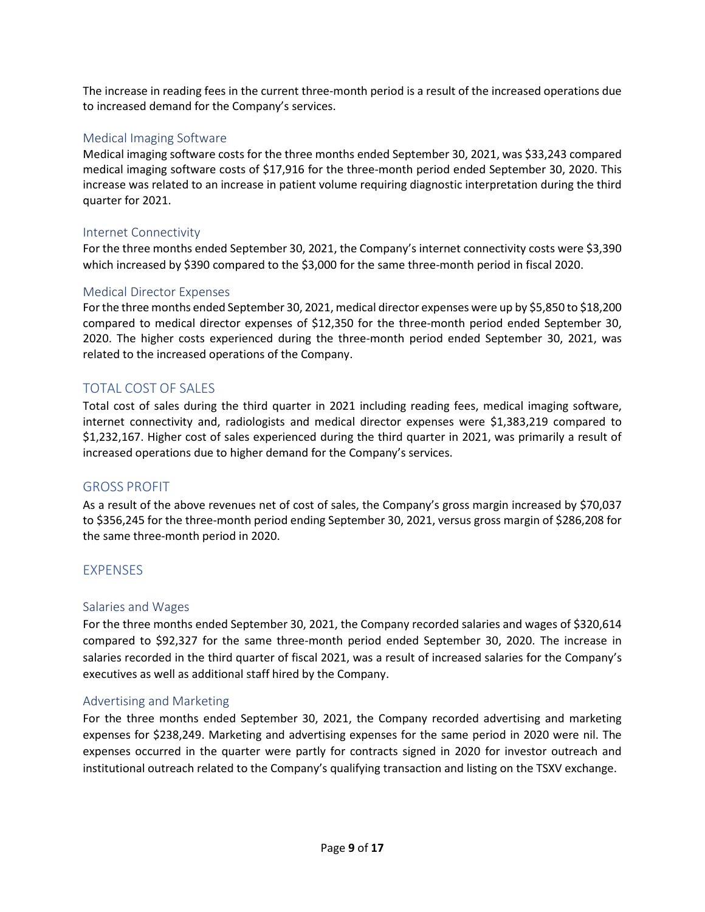The increase in reading fees in the current three-month period is a result of the increased operations due to increased demand for the Company's services.

### Medical Imaging Software

Medical imaging software costs for the three months ended September 30, 2021, was $33,243 compared medical imaging software costs of $17,916 for the three-month period ended September 30, 2020. This increase was related to an increase in patient volume requiring diagnostic interpretation during the third quarter for 2021.

### Internet Connectivity

For the three months ended September 30, 2021, the Company's internet connectivity costs were $3,390 which increased by $390 compared to the $3,000 for the same three-month period in fiscal 2020.

### Medical Director Expenses

For the three months ended September 30, 2021, medical director expenses were up by $5,850 to $18,200 compared to medical director expenses of $12,350 for the three-month period ended September 30, 2020. The higher costs experienced during the three-month period ended September 30, 2021, was related to the increased operations of the Company.

## TOTAL COST OF SALES

Total cost of sales during the third quarter in 2021 including reading fees, medical imaging software, internet connectivity and, radiologists and medical director expenses were $1,383,219 compared to $1,232,167. Higher cost of sales experienced during the third quarter in 2021, was primarily a result of increased operations due to higher demand for the Company's services.

## GROSS PROFIT

As a result of the above revenues net of cost of sales, the Company's gross margin increased by $70,037 to $356,245 for the three-month period ending September 30, 2021, versus gross margin of $286,208 for the same three-month period in 2020.

## EXPENSES

### Salaries and Wages

For the three months ended September 30, 2021, the Company recorded salaries and wages of $320,614 compared to $92,327 for the same three-month period ended September 30, 2020. The increase in salaries recorded in the third quarter of fiscal 2021, was a result of increased salaries for the Company's executives as well as additional staff hired by the Company.

### Advertising and Marketing

For the three months ended September 30, 2021, the Company recorded advertising and marketing expenses for $238,249. Marketing and advertising expenses for the same period in 2020 were nil. The expenses occurred in the quarter were partly for contracts signed in 2020 for investor outreach and institutional outreach related to the Company's qualifying transaction and listing on the TSXV exchange.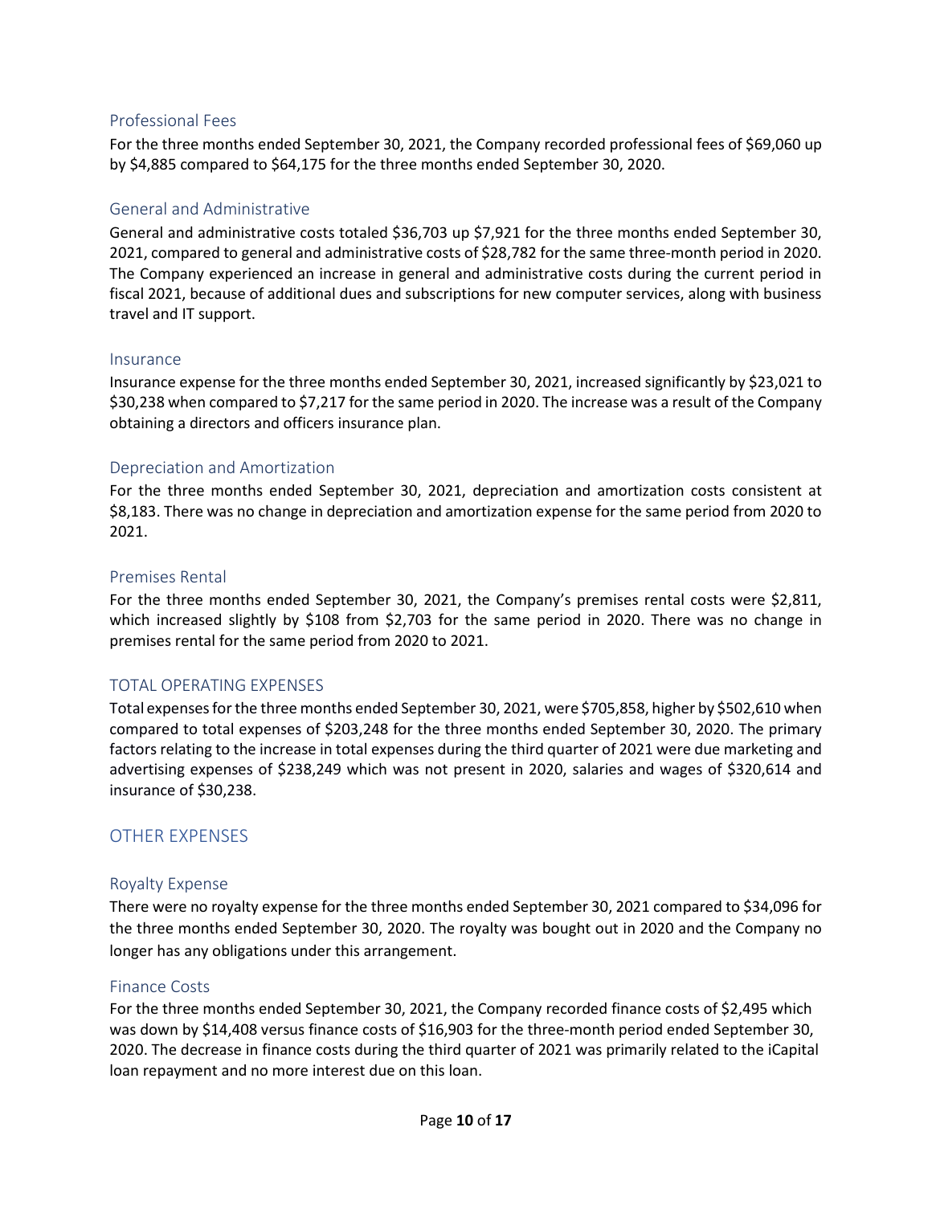### Professional Fees

For the three months ended September 30, 2021, the Company recorded professional fees of $69,060 up by $4,885 compared to $64,175 for the three months ended September 30, 2020.

### General and Administrative

General and administrative costs totaled $36,703 up $7,921 for the three months ended September 30, 2021, compared to general and administrative costs of $28,782 for the same three-month period in 2020. The Company experienced an increase in general and administrative costs during the current period in fiscal 2021, because of additional dues and subscriptions for new computer services, along with business travel and IT support.

### Insurance

Insurance expense for the three months ended September 30, 2021, increased significantly by $23,021 to $30,238 when compared to $7,217 for the same period in 2020. The increase was a result of the Company obtaining a directors and officers insurance plan.

### Depreciation and Amortization

For the three months ended September 30, 2021, depreciation and amortization costs consistent at $8,183. There was no change in depreciation and amortization expense for the same period from 2020 to 2021.

### Premises Rental

For the three months ended September 30, 2021, the Company's premises rental costs were $2,811, which increased slightly by $108 from $2,703 for the same period in 2020. There was no change in premises rental for the same period from 2020 to 2021.

### TOTAL OPERATING EXPENSES

Total expenses for the three months ended September 30, 2021, were $705,858, higher by $502,610 when compared to total expenses of $203,248 for the three months ended September 30, 2020. The primary factors relating to the increase in total expenses during the third quarter of 2021 were due marketing and advertising expenses of $238,249 which was not present in 2020, salaries and wages of $320,614 and insurance of $30,238.

## OTHER EXPENSES

### Royalty Expense

There were no royalty expense for the three months ended September 30, 2021 compared to $34,096 for the three months ended September 30, 2020. The royalty was bought out in 2020 and the Company no longer has any obligations under this arrangement.

### Finance Costs

For the three months ended September 30, 2021, the Company recorded finance costs of $2,495 which was down by $14,408 versus finance costs of $16,903 for the three-month period ended September 30, 2020. The decrease in finance costs during the third quarter of 2021 was primarily related to the iCapital loan repayment and no more interest due on this loan.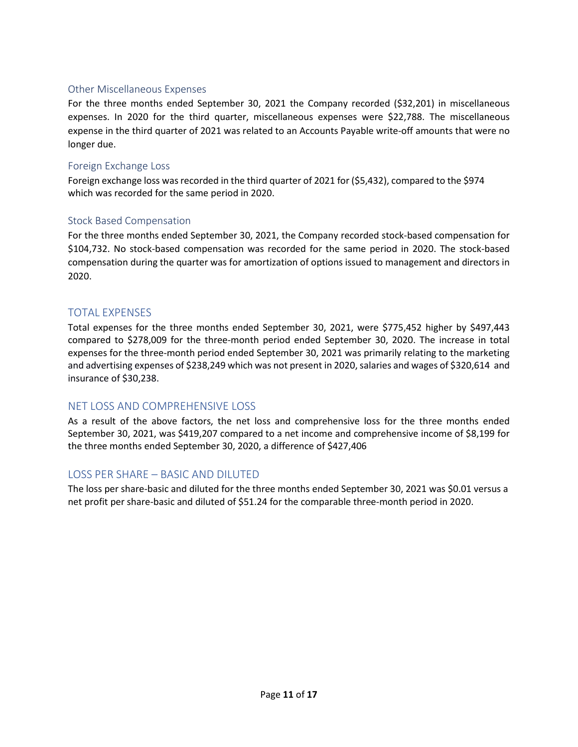### Other Miscellaneous Expenses

For the three months ended September 30, 2021 the Company recorded ($32,201) in miscellaneous expenses. In 2020 for the third quarter, miscellaneous expenses were $22,788. The miscellaneous expense in the third quarter of 2021 was related to an Accounts Payable write-off amounts that were no longer due.

### Foreign Exchange Loss

Foreign exchange loss was recorded in the third quarter of 2021 for ($5,432), compared to the $974 which was recorded for the same period in 2020.

### Stock Based Compensation

For the three months ended September 30, 2021, the Company recorded stock-based compensation for $104,732. No stock-based compensation was recorded for the same period in 2020. The stock-based compensation during the quarter was for amortization of options issued to management and directors in 2020.

## TOTAL EXPENSES

Total expenses for the three months ended September 30, 2021, were $775,452 higher by $497,443 compared to $278,009 for the three-month period ended September 30, 2020. The increase in total expenses for the three-month period ended September 30, 2021 was primarily relating to the marketing and advertising expenses of $238,249 which was not present in 2020, salaries and wages of $320,614 and insurance of $30,238.

## NET LOSS AND COMPREHENSIVE LOSS

As a result of the above factors, the net loss and comprehensive loss for the three months ended September 30, 2021, was $419,207 compared to a net income and comprehensive income of $8,199 for the three months ended September 30, 2020, a difference of $427,406

## LOSS PER SHARE – BASIC AND DILUTED

The loss per share-basic and diluted for the three months ended September 30, 2021 was $0.01 versus a net profit per share-basic and diluted of $51.24 for the comparable three-month period in 2020.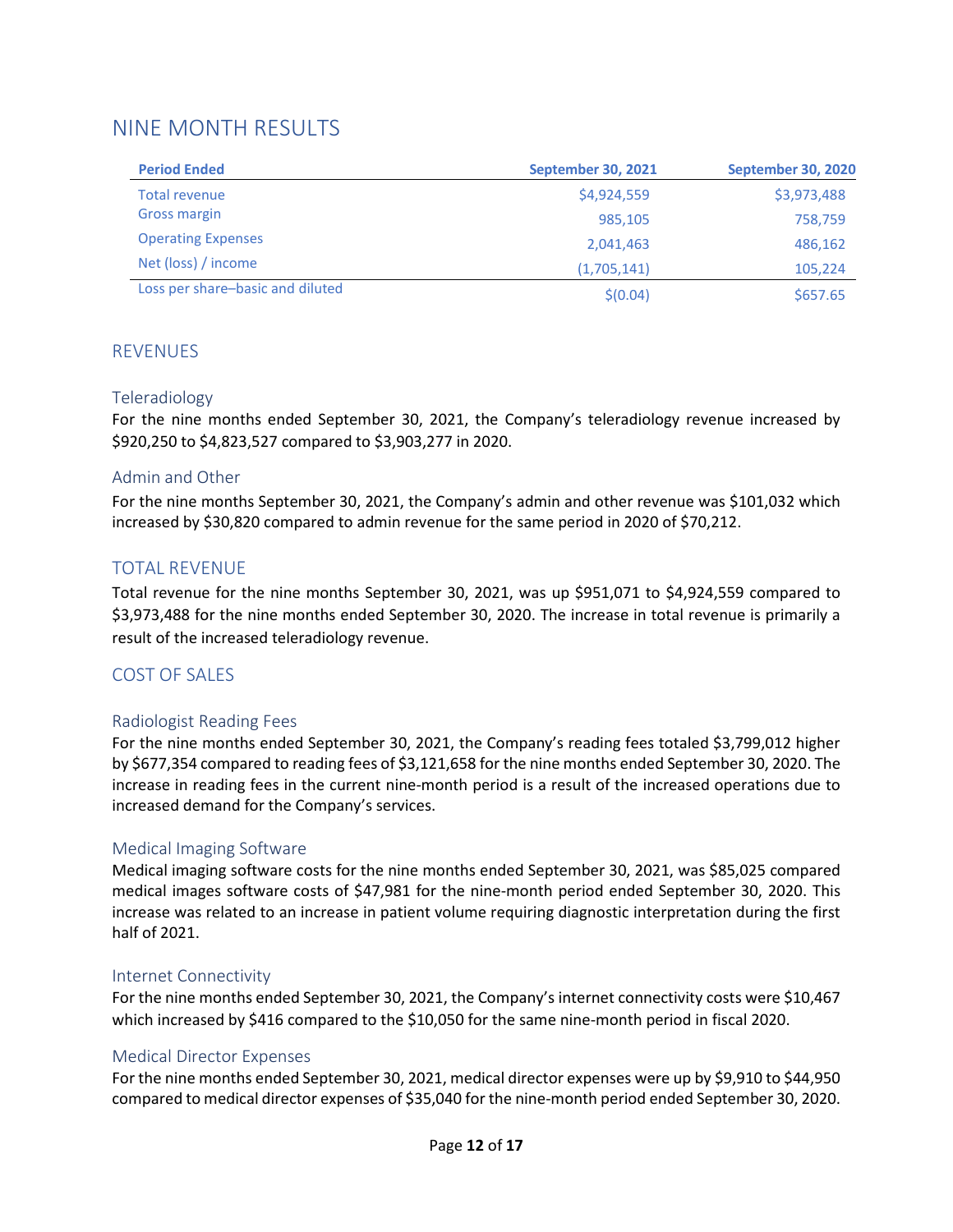# NINE MONTH RESULTS

| Period Ended | September 30, 2021 | September 30, 2020 |
|---|---|---|
| Total revenue | $4,924,559 | $3,973,488 |
| Gross margin | 985,105 | 758,759 |
| Operating Expenses | 2,041,463 | 486,162 |
| Net (loss) / income | (1,705,141) | 105,224 |
| Loss per share–basic and diluted | $(0.04) | $657.65 |

## REVENUES

### Teleradiology

For the nine months ended September 30, 2021, the Company's teleradiology revenue increased by $920,250 to $4,823,527 compared to $3,903,277 in 2020.

### Admin and Other

For the nine months September 30, 2021, the Company's admin and other revenue was $101,032 which increased by $30,820 compared to admin revenue for the same period in 2020 of $70,212.

## TOTAL REVENUE

Total revenue for the nine months September 30, 2021, was up $951,071 to $4,924,559 compared to $3,973,488 for the nine months ended September 30, 2020. The increase in total revenue is primarily a result of the increased teleradiology revenue.

## COST OF SALES

### Radiologist Reading Fees

For the nine months ended September 30, 2021, the Company's reading fees totaled $3,799,012 higher by $677,354 compared to reading fees of $3,121,658 for the nine months ended September 30, 2020. The increase in reading fees in the current nine-month period is a result of the increased operations due to increased demand for the Company's services.

### Medical Imaging Software

Medical imaging software costs for the nine months ended September 30, 2021, was $85,025 compared medical images software costs of $47,981 for the nine-month period ended September 30, 2020. This increase was related to an increase in patient volume requiring diagnostic interpretation during the first half of 2021.

### Internet Connectivity

For the nine months ended September 30, 2021, the Company's internet connectivity costs were $10,467 which increased by $416 compared to the $10,050 for the same nine-month period in fiscal 2020.

### Medical Director Expenses

For the nine months ended September 30, 2021, medical director expenses were up by $9,910 to $44,950 compared to medical director expenses of $35,040 for the nine-month period ended September 30, 2020.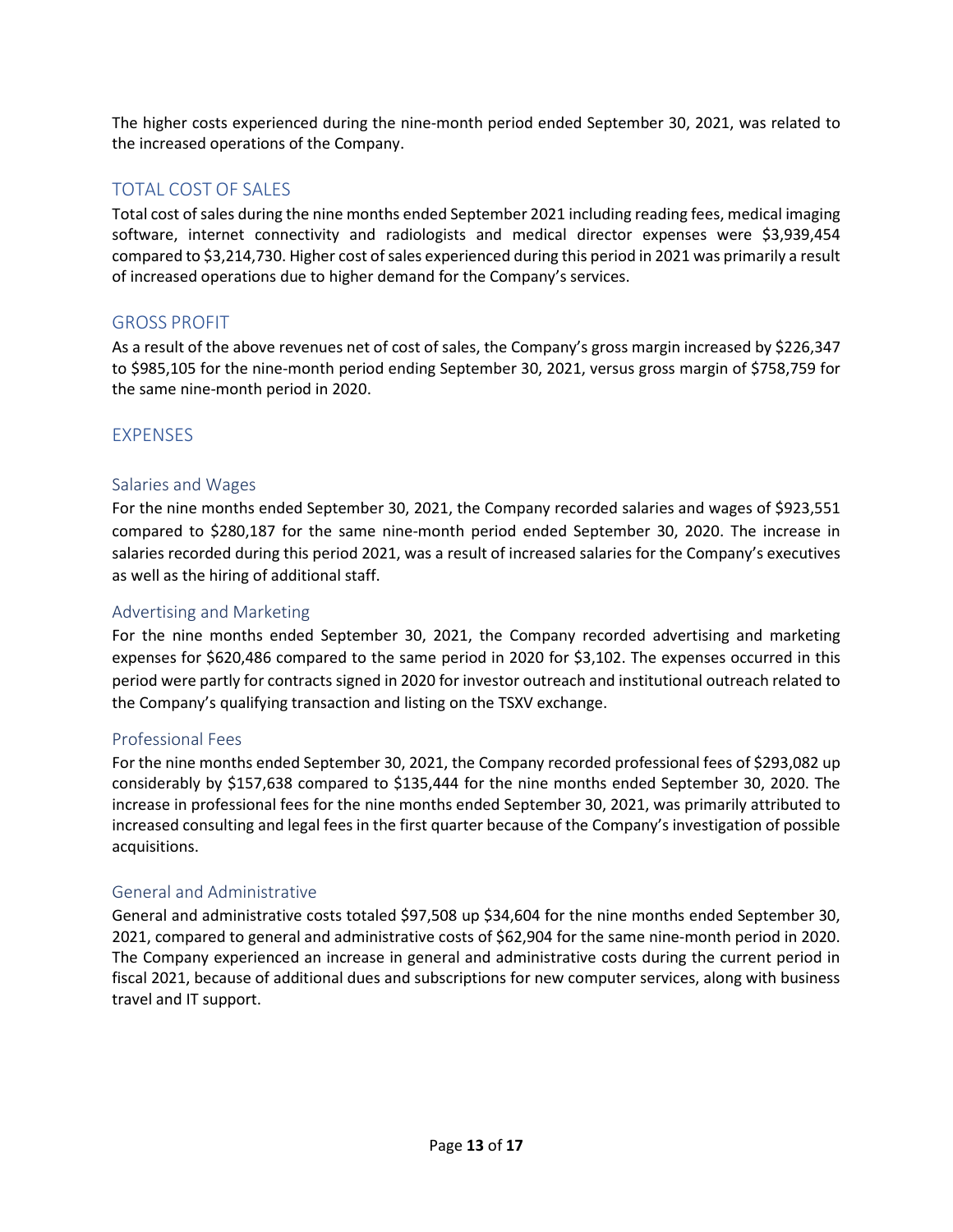The higher costs experienced during the nine-month period ended September 30, 2021, was related to the increased operations of the Company.

## TOTAL COST OF SALES

Total cost of sales during the nine months ended September 2021 including reading fees, medical imaging software, internet connectivity and radiologists and medical director expenses were $3,939,454 compared to $3,214,730. Higher cost of sales experienced during this period in 2021 was primarily a result of increased operations due to higher demand for the Company's services.

## GROSS PROFIT

As a result of the above revenues net of cost of sales, the Company's gross margin increased by $226,347 to $985,105 for the nine-month period ending September 30, 2021, versus gross margin of $758,759 for the same nine-month period in 2020.

## EXPENSES

### Salaries and Wages

For the nine months ended September 30, 2021, the Company recorded salaries and wages of $923,551 compared to $280,187 for the same nine-month period ended September 30, 2020. The increase in salaries recorded during this period 2021, was a result of increased salaries for the Company's executives as well as the hiring of additional staff.

### Advertising and Marketing

For the nine months ended September 30, 2021, the Company recorded advertising and marketing expenses for $620,486 compared to the same period in 2020 for $3,102. The expenses occurred in this period were partly for contracts signed in 2020 for investor outreach and institutional outreach related to the Company's qualifying transaction and listing on the TSXV exchange.

### Professional Fees

For the nine months ended September 30, 2021, the Company recorded professional fees of $293,082 up considerably by $157,638 compared to $135,444 for the nine months ended September 30, 2020. The increase in professional fees for the nine months ended September 30, 2021, was primarily attributed to increased consulting and legal fees in the first quarter because of the Company's investigation of possible acquisitions.

### General and Administrative

General and administrative costs totaled $97,508 up $34,604 for the nine months ended September 30, 2021, compared to general and administrative costs of $62,904 for the same nine-month period in 2020. The Company experienced an increase in general and administrative costs during the current period in fiscal 2021, because of additional dues and subscriptions for new computer services, along with business travel and IT support.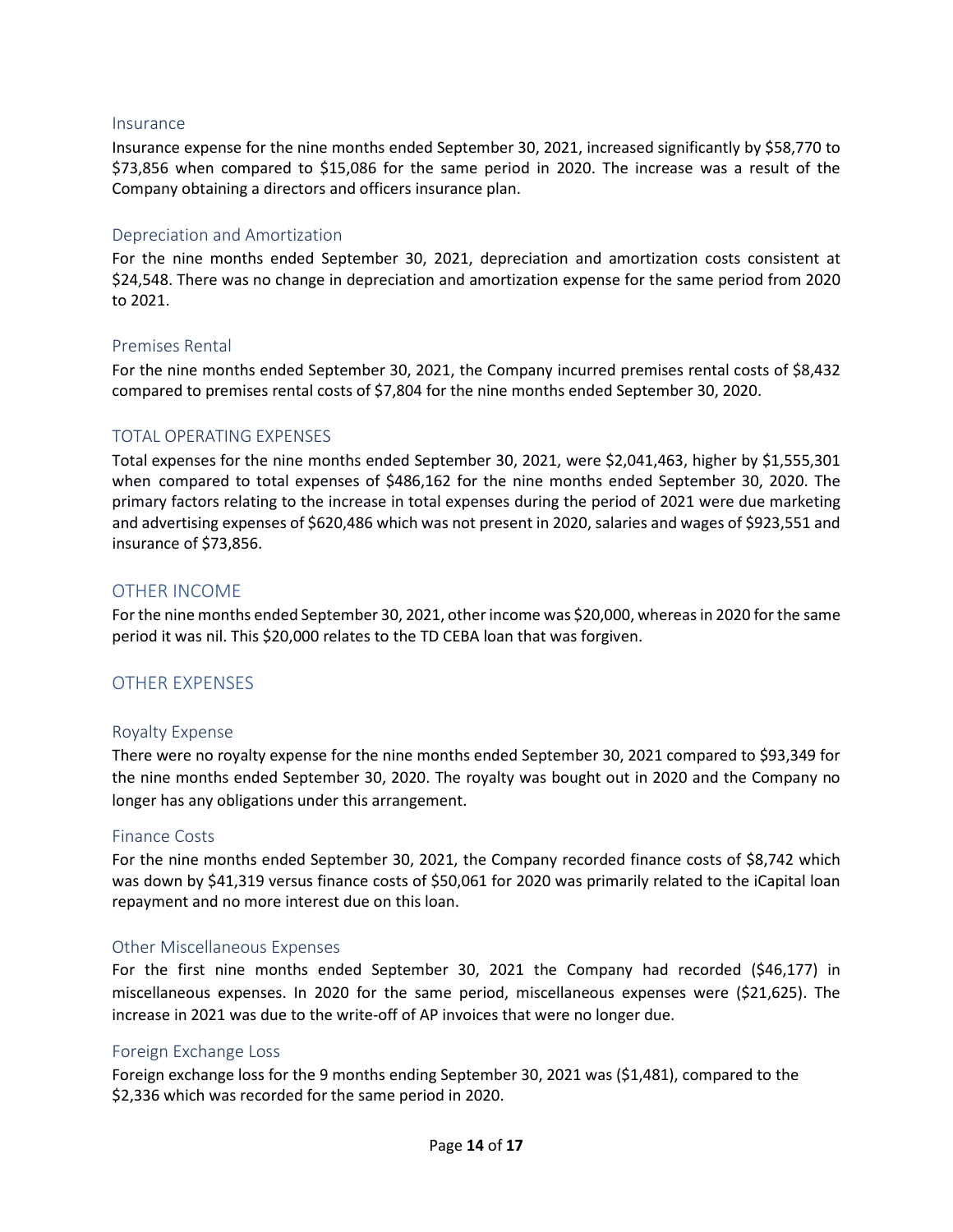### Insurance

Insurance expense for the nine months ended September 30, 2021, increased significantly by $58,770 to $73,856 when compared to $15,086 for the same period in 2020. The increase was a result of the Company obtaining a directors and officers insurance plan.

### Depreciation and Amortization

For the nine months ended September 30, 2021, depreciation and amortization costs consistent at $24,548. There was no change in depreciation and amortization expense for the same period from 2020 to 2021.

### Premises Rental

For the nine months ended September 30, 2021, the Company incurred premises rental costs of $8,432 compared to premises rental costs of $7,804 for the nine months ended September 30, 2020.

### TOTAL OPERATING EXPENSES

Total expenses for the nine months ended September 30, 2021, were $2,041,463, higher by $1,555,301 when compared to total expenses of $486,162 for the nine months ended September 30, 2020. The primary factors relating to the increase in total expenses during the period of 2021 were due marketing and advertising expenses of $620,486 which was not present in 2020, salaries and wages of $923,551 and insurance of $73,856.

## OTHER INCOME

For the nine months ended September 30, 2021, other income was $20,000, whereas in 2020 for the same period it was nil. This $20,000 relates to the TD CEBA loan that was forgiven.

## OTHER EXPENSES

### Royalty Expense

There were no royalty expense for the nine months ended September 30, 2021 compared to $93,349 for the nine months ended September 30, 2020. The royalty was bought out in 2020 and the Company no longer has any obligations under this arrangement.

### Finance Costs

For the nine months ended September 30, 2021, the Company recorded finance costs of $8,742 which was down by $41,319 versus finance costs of $50,061 for 2020 was primarily related to the iCapital loan repayment and no more interest due on this loan.

### Other Miscellaneous Expenses

For the first nine months ended September 30, 2021 the Company had recorded ($46,177) in miscellaneous expenses. In 2020 for the same period, miscellaneous expenses were ($21,625). The increase in 2021 was due to the write-off of AP invoices that were no longer due.

### Foreign Exchange Loss

Foreign exchange loss for the 9 months ending September 30, 2021 was ($1,481), compared to the $2,336 which was recorded for the same period in 2020.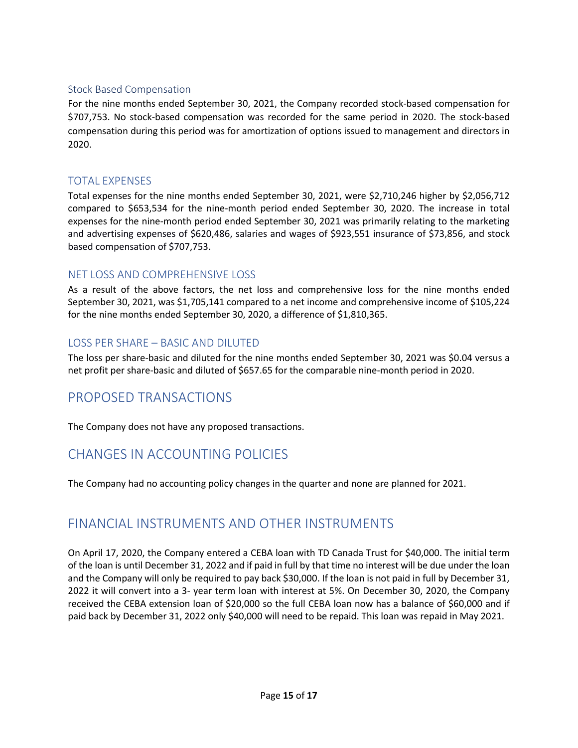### Stock Based Compensation

For the nine months ended September 30, 2021, the Company recorded stock-based compensation for $707,753. No stock-based compensation was recorded for the same period in 2020. The stock-based compensation during this period was for amortization of options issued to management and directors in 2020.

### TOTAL EXPENSES

Total expenses for the nine months ended September 30, 2021, were $2,710,246 higher by $2,056,712 compared to $653,534 for the nine-month period ended September 30, 2020. The increase in total expenses for the nine-month period ended September 30, 2021 was primarily relating to the marketing and advertising expenses of $620,486, salaries and wages of $923,551 insurance of $73,856, and stock based compensation of $707,753.

### NET LOSS AND COMPREHENSIVE LOSS

As a result of the above factors, the net loss and comprehensive loss for the nine months ended September 30, 2021, was $1,705,141 compared to a net income and comprehensive income of $105,224 for the nine months ended September 30, 2020, a difference of $1,810,365.

### LOSS PER SHARE – BASIC AND DILUTED

The loss per share-basic and diluted for the nine months ended September 30, 2021 was $0.04 versus a net profit per share-basic and diluted of $657.65 for the comparable nine-month period in 2020.

## PROPOSED TRANSACTIONS

The Company does not have any proposed transactions.

## CHANGES IN ACCOUNTING POLICIES

The Company had no accounting policy changes in the quarter and none are planned for 2021.

## FINANCIAL INSTRUMENTS AND OTHER INSTRUMENTS

On April 17, 2020, the Company entered a CEBA loan with TD Canada Trust for $40,000. The initial term of the loan is until December 31, 2022 and if paid in full by that time no interest will be due under the loan and the Company will only be required to pay back $30,000. If the loan is not paid in full by December 31, 2022 it will convert into a 3- year term loan with interest at 5%. On December 30, 2020, the Company received the CEBA extension loan of $20,000 so the full CEBA loan now has a balance of $60,000 and if paid back by December 31, 2022 only $40,000 will need to be repaid. This loan was repaid in May 2021.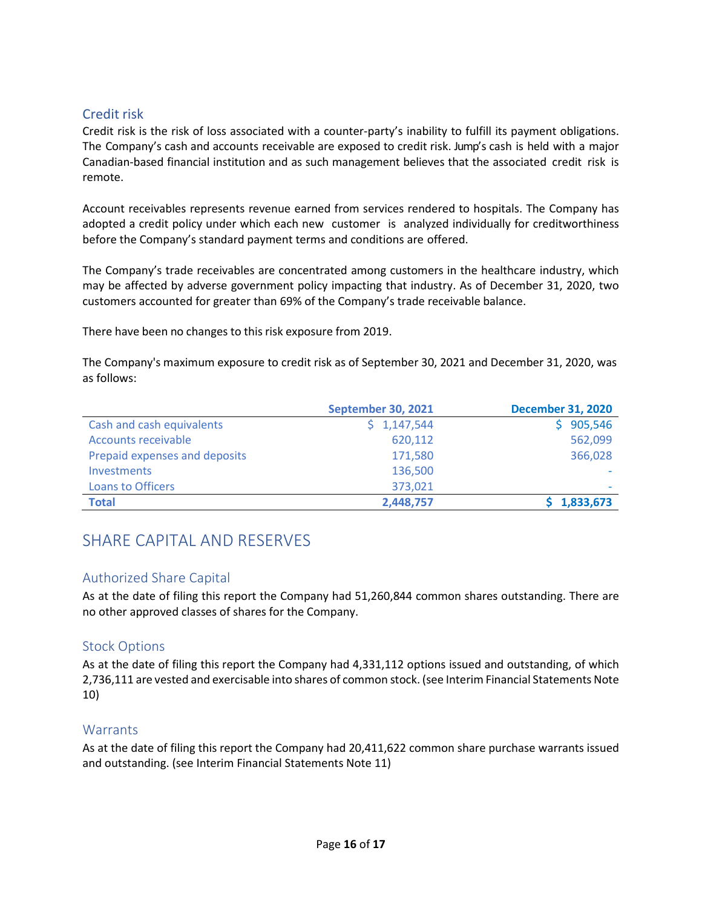### Credit risk

Credit risk is the risk of loss associated with a counter-party's inability to fulfill its payment obligations. The Company's cash and accounts receivable are exposed to credit risk. Jump's cash is held with a major Canadian-based financial institution and as such management believes that the associated credit risk is remote.

Account receivables represents revenue earned from services rendered to hospitals. The Company has adopted a credit policy under which each new customer is analyzed individually for creditworthiness before the Company's standard payment terms and conditions are offered.

The Company's trade receivables are concentrated among customers in the healthcare industry, which may be affected by adverse government policy impacting that industry. As of December 31, 2020, two customers accounted for greater than 69% of the Company's trade receivable balance.

There have been no changes to this risk exposure from 2019.

The Company's maximum exposure to credit risk as of September 30, 2021 and December 31, 2020, was as follows:

| | September 30, 2021 | December 31, 2020 |
|---|---|---|
| Cash and cash equivalents | $ 1,147,544 | $ 905,546 |
| Accounts receivable | 620,112 | 562,099 |
| Prepaid expenses and deposits | 171,580 | 366,028 |
| Investments | 136,500 | - |
| Loans to Officers | 373,021 | - |
| **Total** | **2,448,757** | **$ 1,833,673** |

## SHARE CAPITAL AND RESERVES

### Authorized Share Capital

As at the date of filing this report the Company had 51,260,844 common shares outstanding. There are no other approved classes of shares for the Company.

### Stock Options

As at the date of filing this report the Company had 4,331,112 options issued and outstanding, of which 2,736,111 are vested and exercisable into shares of common stock. (see Interim Financial Statements Note 10)

### Warrants

As at the date of filing this report the Company had 20,411,622 common share purchase warrants issued and outstanding. (see Interim Financial Statements Note 11)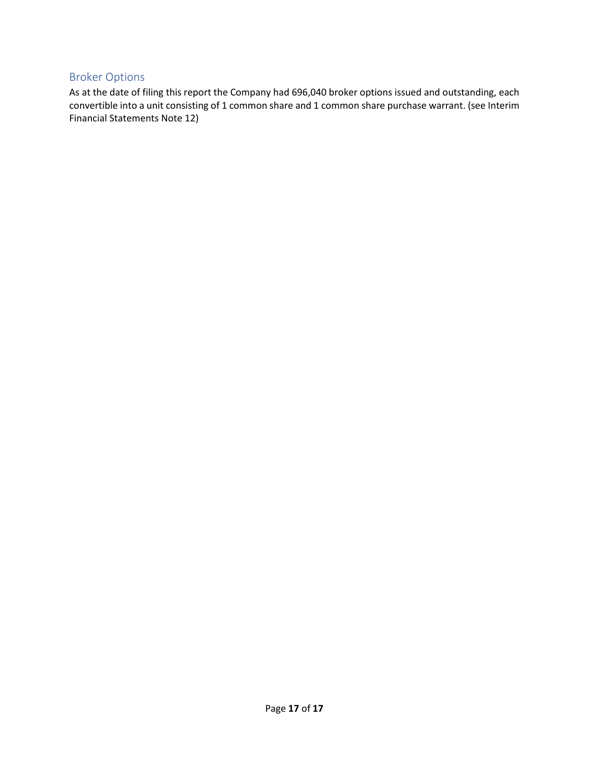## Broker Options

As at the date of filing this report the Company had 696,040 broker options issued and outstanding, each convertible into a unit consisting of 1 common share and 1 common share purchase warrant. (see Interim Financial Statements Note 12)